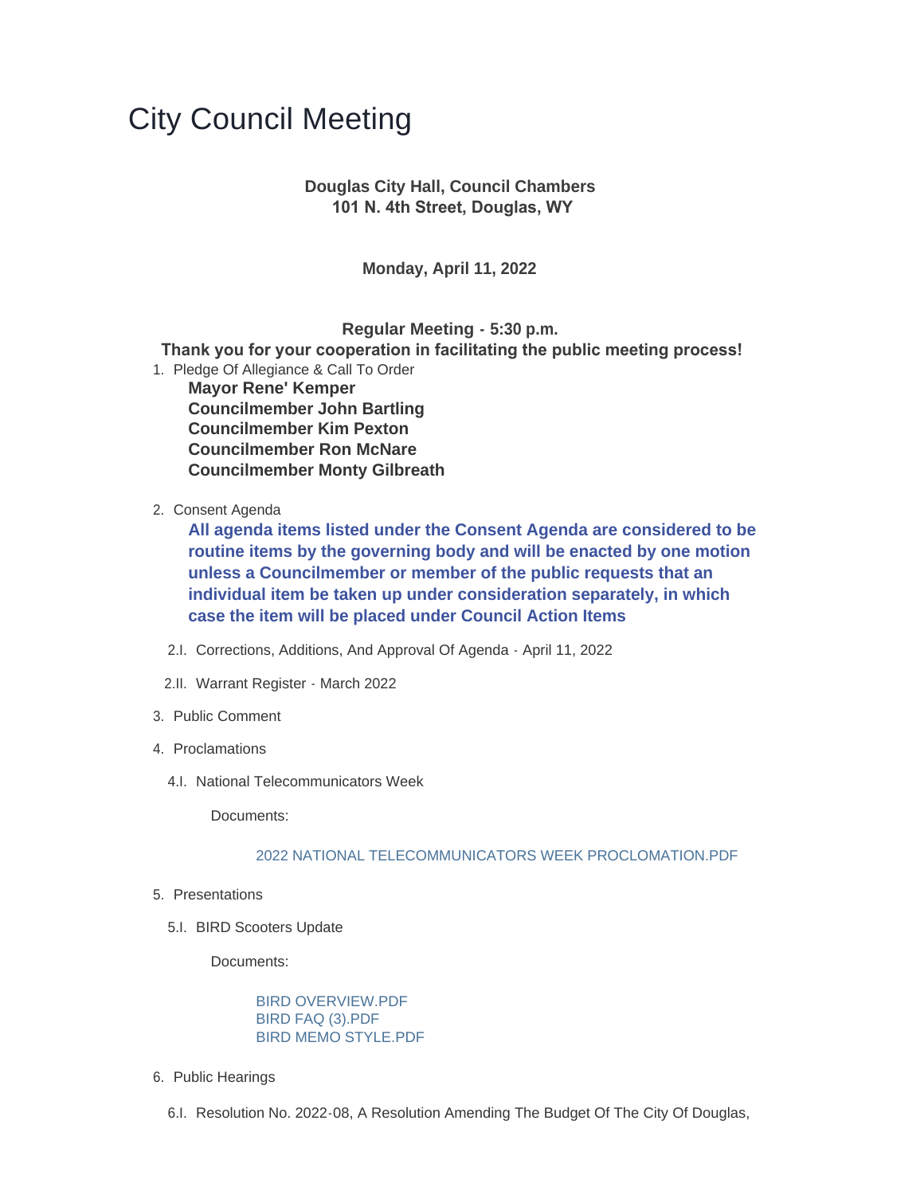# City Council Meeting

**Douglas City Hall, Council Chambers**
**101 N. 4th Street, Douglas, WY**

**Monday, April 11, 2022**

**Regular Meeting - 5:30 p.m.**
**Thank you for your cooperation in facilitating the public meeting process!**

1. Pledge Of Allegiance & Call To Order

   **Mayor Rene' Kemper**
   **Councilmember John Bartling**
   **Councilmember Kim Pexton**
   **Councilmember Ron McNare**
   **Councilmember Monty Gilbreath**

2. Consent Agenda

   **All agenda items listed under the Consent Agenda are considered to be routine items by the governing body and will be enacted by one motion unless a Councilmember or member of the public requests that an individual item be taken up under consideration separately, in which case the item will be placed under Council Action Items**

   2.I. Corrections, Additions, And Approval Of Agenda - April 11, 2022

   2.II. Warrant Register - March 2022

3. Public Comment

4. Proclamations

   4.I. National Telecommunicators Week

   Documents:

   2022 NATIONAL TELECOMMUNICATORS WEEK PROCLOMATION.PDF

5. Presentations

   5.I. BIRD Scooters Update

   Documents:

   BIRD OVERVIEW.PDF
   BIRD FAQ (3).PDF
   BIRD MEMO STYLE.PDF

6. Public Hearings

   6.I. Resolution No. 2022-08, A Resolution Amending The Budget Of The City Of Douglas,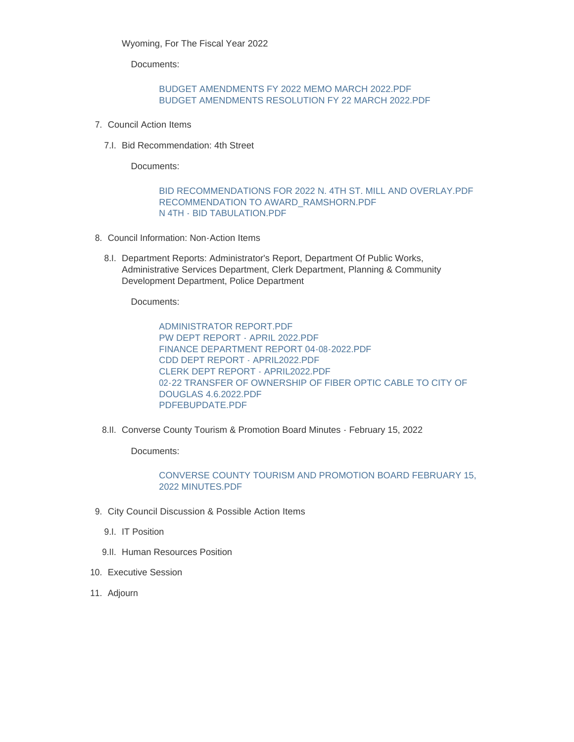Wyoming, For The Fiscal Year 2022

Documents:

BUDGET AMENDMENTS FY 2022 MEMO MARCH 2022.PDF
BUDGET AMENDMENTS RESOLUTION FY 22 MARCH 2022.PDF

7. Council Action Items

7.I. Bid Recommendation: 4th Street

Documents:

BID RECOMMENDATIONS FOR 2022 N. 4TH ST. MILL AND OVERLAY.PDF
RECOMMENDATION TO AWARD_RAMSHORN.PDF
N 4TH - BID TABULATION.PDF

8. Council Information: Non-Action Items

8.I. Department Reports: Administrator's Report, Department Of Public Works, Administrative Services Department, Clerk Department, Planning & Community Development Department, Police Department

Documents:

ADMINISTRATOR REPORT.PDF
PW DEPT REPORT - APRIL 2022.PDF
FINANCE DEPARTMENT REPORT 04-08-2022.PDF
CDD DEPT REPORT - APRIL2022.PDF
CLERK DEPT REPORT - APRIL2022.PDF
02-22 TRANSFER OF OWNERSHIP OF FIBER OPTIC CABLE TO CITY OF DOUGLAS 4.6.2022.PDF
PDFEBUPDATE.PDF

8.II. Converse County Tourism & Promotion Board Minutes - February 15, 2022

Documents:

CONVERSE COUNTY TOURISM AND PROMOTION BOARD FEBRUARY 15, 2022 MINUTES.PDF

9. City Council Discussion & Possible Action Items

9.I. IT Position

9.II. Human Resources Position

10. Executive Session

11. Adjourn